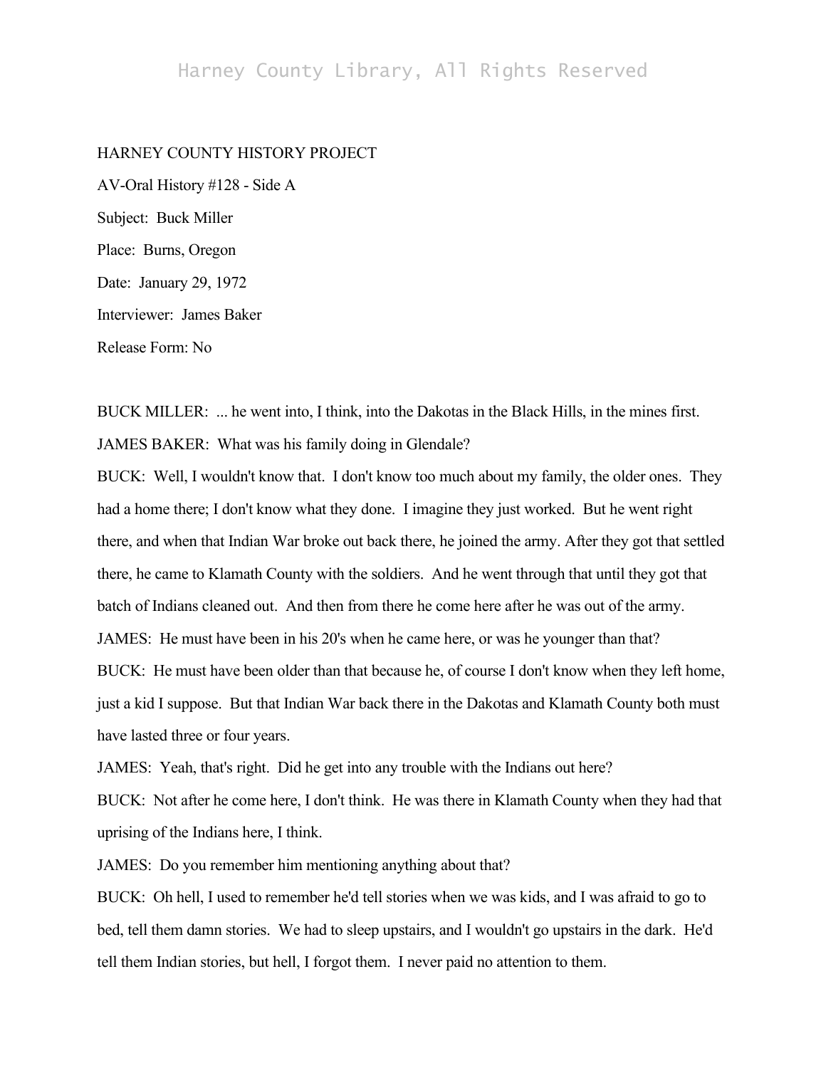HARNEY COUNTY HISTORY PROJECT

AV-Oral History #128 - Side A

Subject: Buck Miller

Place: Burns, Oregon

Date: January 29, 1972

Interviewer: James Baker

Release Form: No

BUCK MILLER: ... he went into, I think, into the Dakotas in the Black Hills, in the mines first.

JAMES BAKER: What was his family doing in Glendale?

BUCK: Well, I wouldn't know that. I don't know too much about my family, the older ones. They had a home there; I don't know what they done. I imagine they just worked. But he went right there, and when that Indian War broke out back there, he joined the army. After they got that settled there, he came to Klamath County with the soldiers. And he went through that until they got that batch of Indians cleaned out. And then from there he come here after he was out of the army.

JAMES: He must have been in his 20's when he came here, or was he younger than that?

BUCK: He must have been older than that because he, of course I don't know when they left home, just a kid I suppose. But that Indian War back there in the Dakotas and Klamath County both must have lasted three or four years.

JAMES: Yeah, that's right. Did he get into any trouble with the Indians out here?

BUCK: Not after he come here, I don't think. He was there in Klamath County when they had that uprising of the Indians here, I think.

JAMES: Do you remember him mentioning anything about that?

BUCK: Oh hell, I used to remember he'd tell stories when we was kids, and I was afraid to go to bed, tell them damn stories. We had to sleep upstairs, and I wouldn't go upstairs in the dark. He'd tell them Indian stories, but hell, I forgot them. I never paid no attention to them.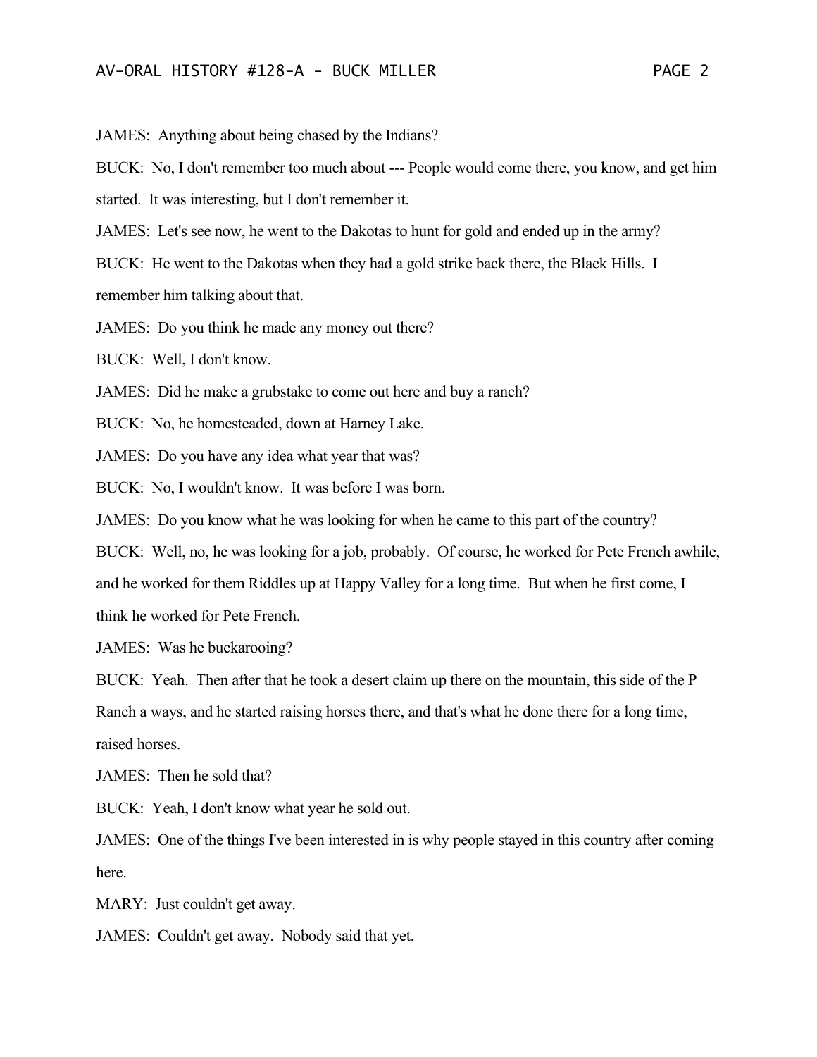JAMES: Anything about being chased by the Indians?

BUCK: No, I don't remember too much about --- People would come there, you know, and get him started. It was interesting, but I don't remember it.

JAMES: Let's see now, he went to the Dakotas to hunt for gold and ended up in the army?

BUCK: He went to the Dakotas when they had a gold strike back there, the Black Hills. I remember him talking about that.

JAMES: Do you think he made any money out there?

BUCK: Well, I don't know.

JAMES: Did he make a grubstake to come out here and buy a ranch?

BUCK: No, he homesteaded, down at Harney Lake.

JAMES: Do you have any idea what year that was?

BUCK: No, I wouldn't know. It was before I was born.

JAMES: Do you know what he was looking for when he came to this part of the country?

BUCK: Well, no, he was looking for a job, probably. Of course, he worked for Pete French awhile, and he worked for them Riddles up at Happy Valley for a long time. But when he first come, I think he worked for Pete French.

JAMES: Was he buckarooing?

BUCK: Yeah. Then after that he took a desert claim up there on the mountain, this side of the P Ranch a ways, and he started raising horses there, and that's what he done there for a long time, raised horses.

JAMES: Then he sold that?

BUCK: Yeah, I don't know what year he sold out.

JAMES: One of the things I've been interested in is why people stayed in this country after coming here.

MARY: Just couldn't get away.

JAMES: Couldn't get away. Nobody said that yet.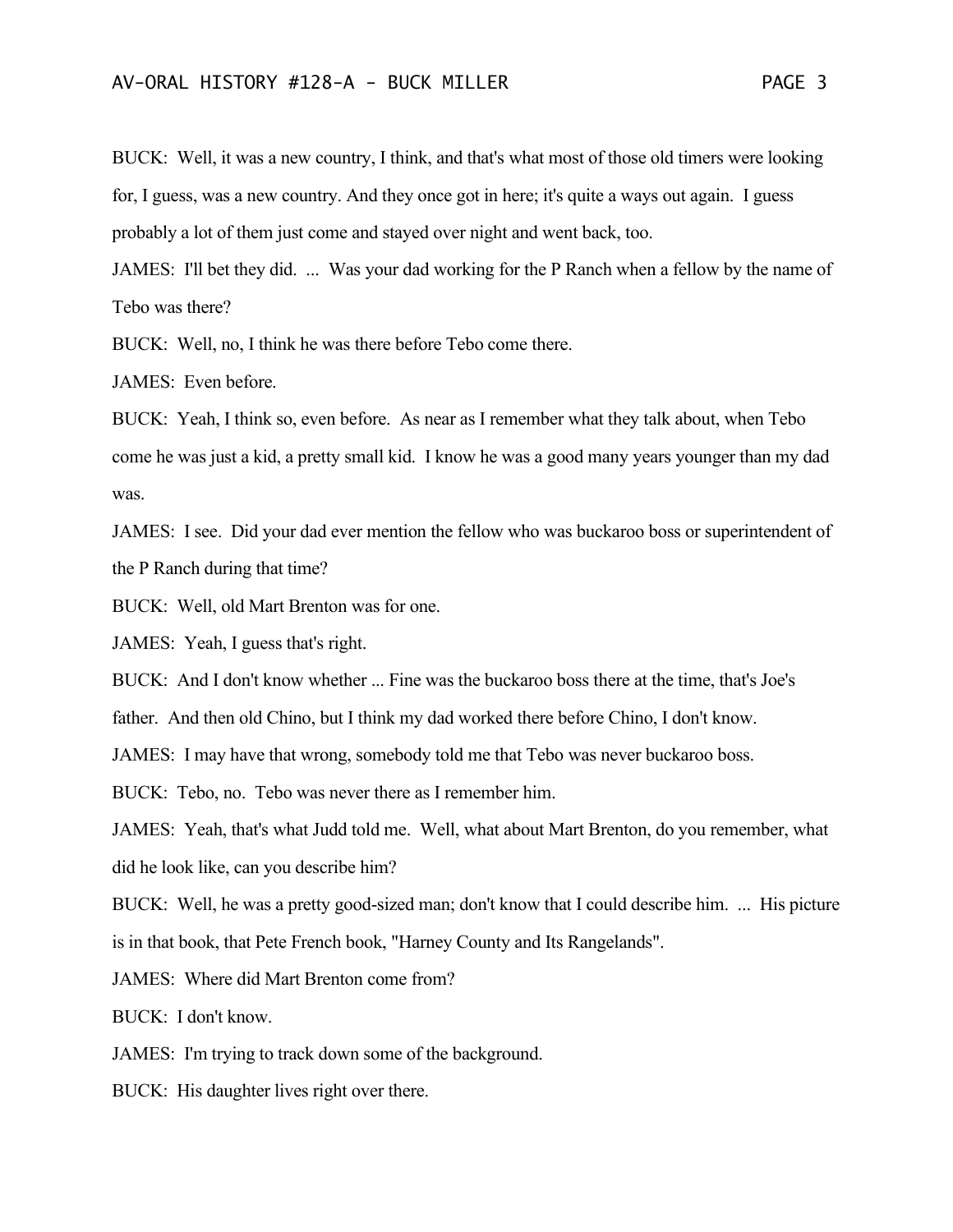BUCK: Well, it was a new country, I think, and that's what most of those old timers were looking for, I guess, was a new country. And they once got in here; it's quite a ways out again. I guess probably a lot of them just come and stayed over night and went back, too.

JAMES: I'll bet they did. ... Was your dad working for the P Ranch when a fellow by the name of Tebo was there?

BUCK: Well, no, I think he was there before Tebo come there.

JAMES: Even before.

BUCK: Yeah, I think so, even before. As near as I remember what they talk about, when Tebo come he was just a kid, a pretty small kid. I know he was a good many years younger than my dad was.

JAMES: I see. Did your dad ever mention the fellow who was buckaroo boss or superintendent of the P Ranch during that time?

BUCK: Well, old Mart Brenton was for one.

JAMES: Yeah, I guess that's right.

BUCK: And I don't know whether ... Fine was the buckaroo boss there at the time, that's Joe's father. And then old Chino, but I think my dad worked there before Chino, I don't know.

JAMES: I may have that wrong, somebody told me that Tebo was never buckaroo boss.

BUCK: Tebo, no. Tebo was never there as I remember him.

JAMES: Yeah, that's what Judd told me. Well, what about Mart Brenton, do you remember, what did he look like, can you describe him?

BUCK: Well, he was a pretty good-sized man; don't know that I could describe him. ... His picture is in that book, that Pete French book, "Harney County and Its Rangelands".

JAMES: Where did Mart Brenton come from?

BUCK: I don't know.

JAMES: I'm trying to track down some of the background.

BUCK: His daughter lives right over there.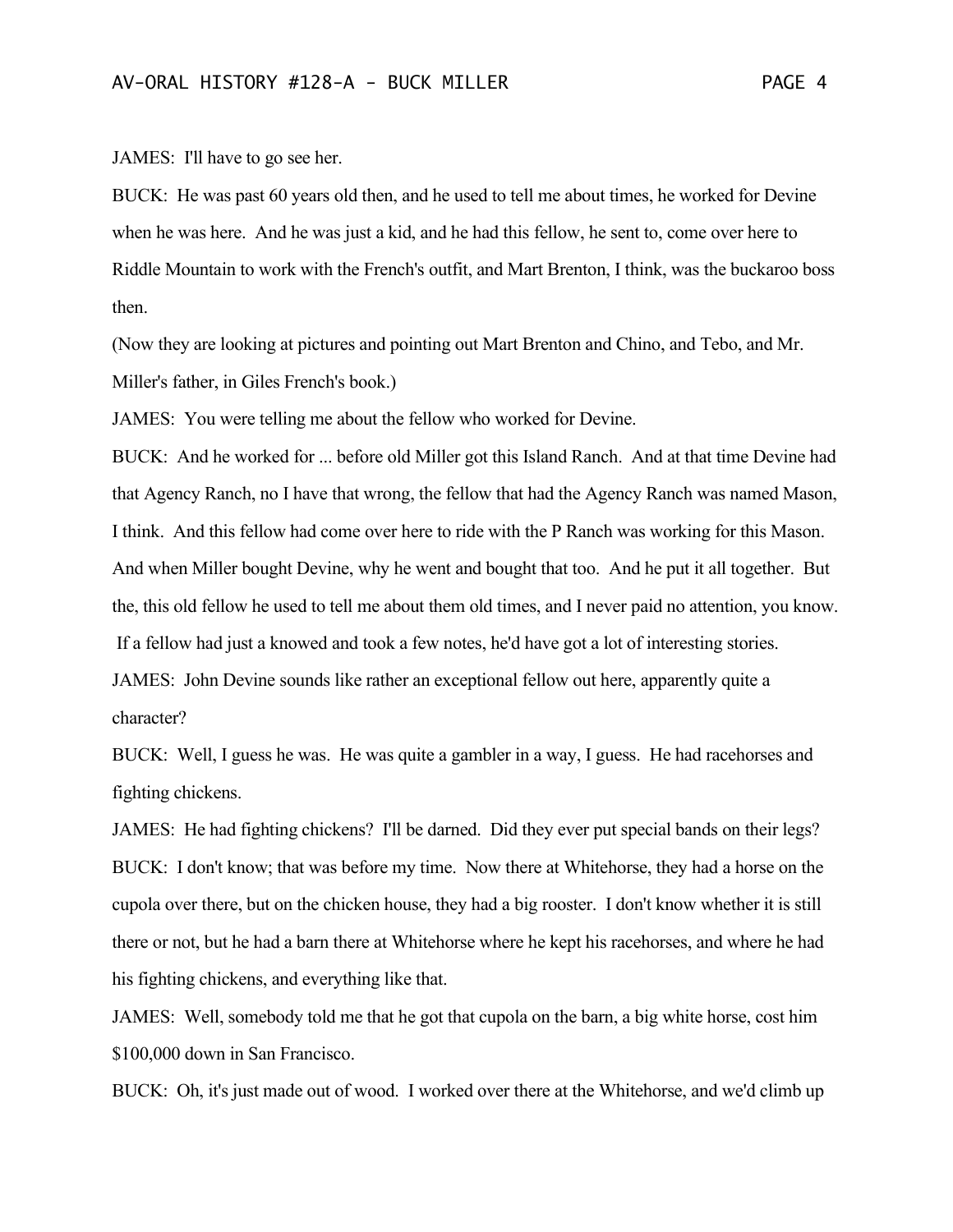JAMES: I'll have to go see her.

BUCK: He was past 60 years old then, and he used to tell me about times, he worked for Devine when he was here. And he was just a kid, and he had this fellow, he sent to, come over here to Riddle Mountain to work with the French's outfit, and Mart Brenton, I think, was the buckaroo boss then.

(Now they are looking at pictures and pointing out Mart Brenton and Chino, and Tebo, and Mr. Miller's father, in Giles French's book.)

JAMES: You were telling me about the fellow who worked for Devine.

BUCK: And he worked for ... before old Miller got this Island Ranch. And at that time Devine had that Agency Ranch, no I have that wrong, the fellow that had the Agency Ranch was named Mason, I think. And this fellow had come over here to ride with the P Ranch was working for this Mason. And when Miller bought Devine, why he went and bought that too. And he put it all together. But the, this old fellow he used to tell me about them old times, and I never paid no attention, you know. If a fellow had just a knowed and took a few notes, he'd have got a lot of interesting stories.

JAMES: John Devine sounds like rather an exceptional fellow out here, apparently quite a character?

BUCK: Well, I guess he was. He was quite a gambler in a way, I guess. He had racehorses and fighting chickens.

JAMES: He had fighting chickens? I'll be darned. Did they ever put special bands on their legs?

BUCK: I don't know; that was before my time. Now there at Whitehorse, they had a horse on the cupola over there, but on the chicken house, they had a big rooster. I don't know whether it is still there or not, but he had a barn there at Whitehorse where he kept his racehorses, and where he had his fighting chickens, and everything like that.

JAMES: Well, somebody told me that he got that cupola on the barn, a big white horse, cost him $100,000 down in San Francisco.

BUCK: Oh, it's just made out of wood. I worked over there at the Whitehorse, and we'd climb up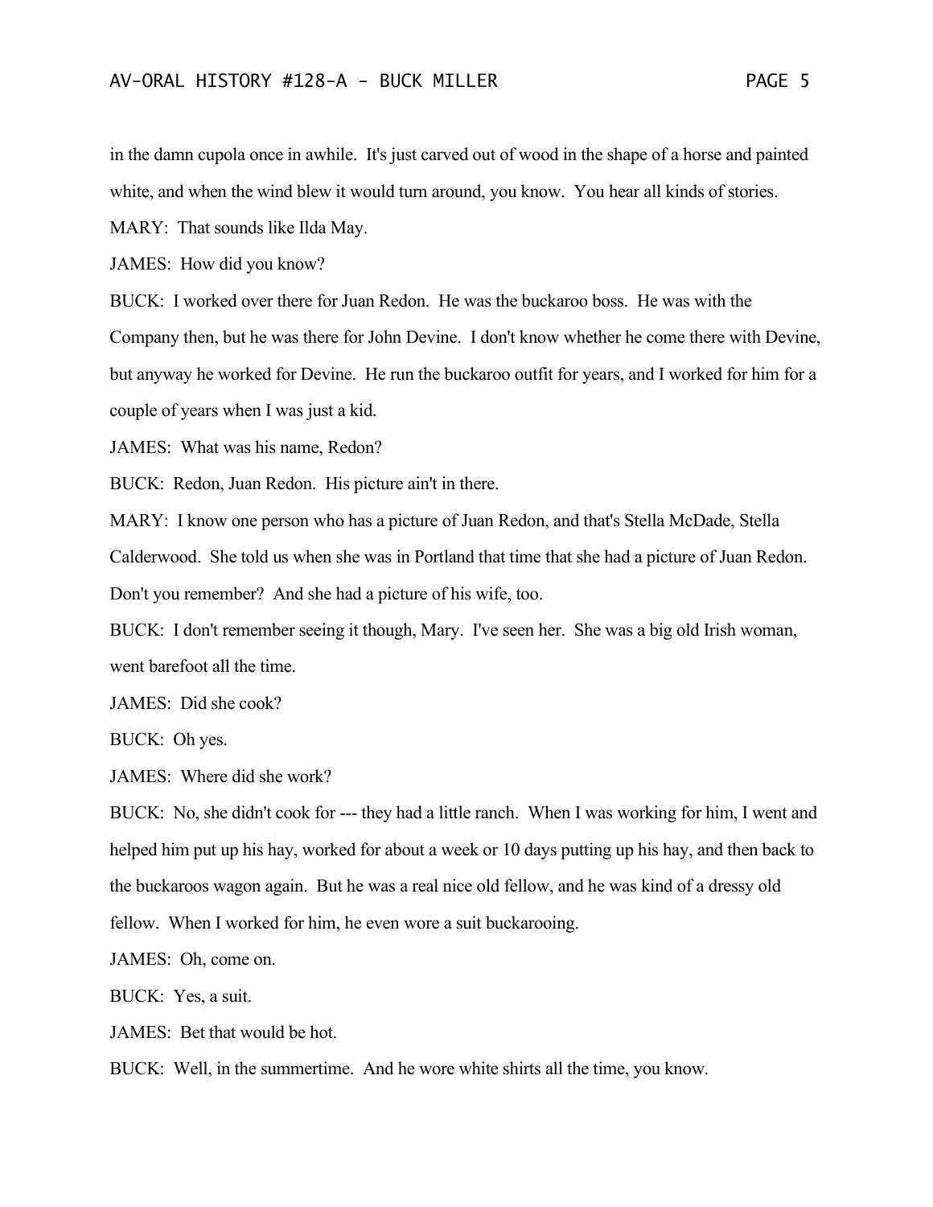in the damn cupola once in awhile. It's just carved out of wood in the shape of a horse and painted white, and when the wind blew it would turn around, you know. You hear all kinds of stories.

MARY: That sounds like Ilda May.

JAMES: How did you know?

BUCK: I worked over there for Juan Redon. He was the buckaroo boss. He was with the Company then, but he was there for John Devine. I don't know whether he come there with Devine, but anyway he worked for Devine. He run the buckaroo outfit for years, and I worked for him for a couple of years when I was just a kid.

JAMES: What was his name, Redon?

BUCK: Redon, Juan Redon. His picture ain't in there.

MARY: I know one person who has a picture of Juan Redon, and that's Stella McDade, Stella Calderwood. She told us when she was in Portland that time that she had a picture of Juan Redon. Don't you remember? And she had a picture of his wife, too.

BUCK: I don't remember seeing it though, Mary. I've seen her. She was a big old Irish woman, went barefoot all the time.

JAMES: Did she cook?

BUCK: Oh yes.

JAMES: Where did she work?

BUCK: No, she didn't cook for --- they had a little ranch. When I was working for him, I went and helped him put up his hay, worked for about a week or 10 days putting up his hay, and then back to the buckaroos wagon again. But he was a real nice old fellow, and he was kind of a dressy old fellow. When I worked for him, he even wore a suit buckarooing.

JAMES: Oh, come on.

BUCK: Yes, a suit.

JAMES: Bet that would be hot.

BUCK: Well, in the summertime. And he wore white shirts all the time, you know.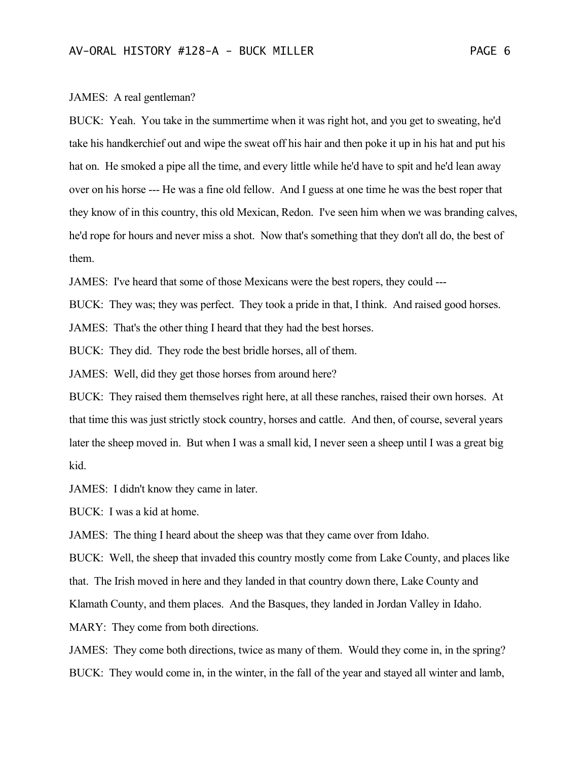JAMES: A real gentleman?

BUCK: Yeah. You take in the summertime when it was right hot, and you get to sweating, he'd take his handkerchief out and wipe the sweat off his hair and then poke it up in his hat and put his hat on. He smoked a pipe all the time, and every little while he'd have to spit and he'd lean away over on his horse --- He was a fine old fellow. And I guess at one time he was the best roper that they know of in this country, this old Mexican, Redon. I've seen him when we was branding calves, he'd rope for hours and never miss a shot. Now that's something that they don't all do, the best of them.

JAMES: I've heard that some of those Mexicans were the best ropers, they could ---

BUCK: They was; they was perfect. They took a pride in that, I think. And raised good horses.

JAMES: That's the other thing I heard that they had the best horses.

BUCK: They did. They rode the best bridle horses, all of them.

JAMES: Well, did they get those horses from around here?

BUCK: They raised them themselves right here, at all these ranches, raised their own horses. At that time this was just strictly stock country, horses and cattle. And then, of course, several years later the sheep moved in. But when I was a small kid, I never seen a sheep until I was a great big kid.

JAMES: I didn't know they came in later.

BUCK: I was a kid at home.

JAMES: The thing I heard about the sheep was that they came over from Idaho.

BUCK: Well, the sheep that invaded this country mostly come from Lake County, and places like that. The Irish moved in here and they landed in that country down there, Lake County and Klamath County, and them places. And the Basques, they landed in Jordan Valley in Idaho.

MARY: They come from both directions.

JAMES: They come both directions, twice as many of them. Would they come in, in the spring?

BUCK: They would come in, in the winter, in the fall of the year and stayed all winter and lamb,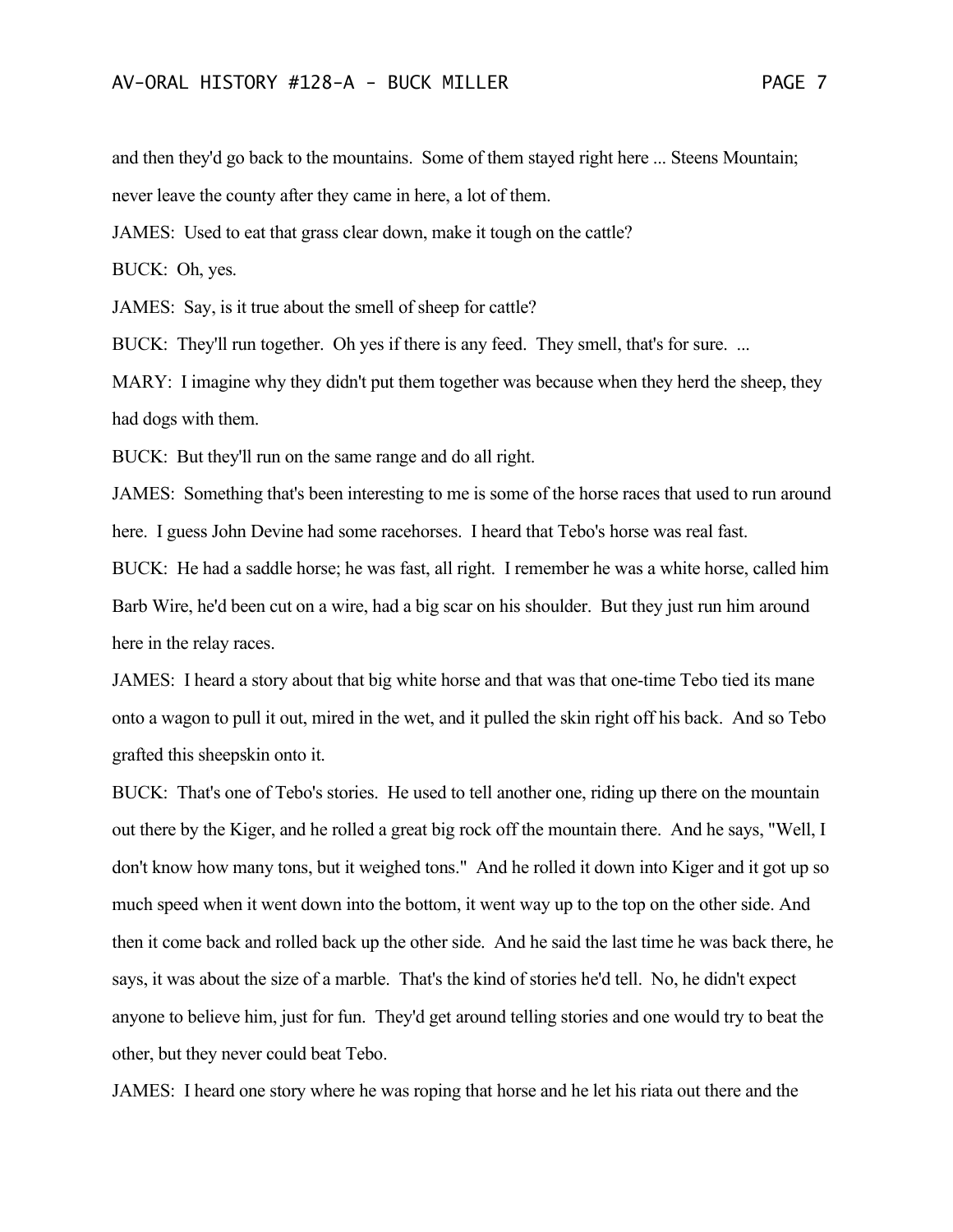and then they'd go back to the mountains. Some of them stayed right here ... Steens Mountain; never leave the county after they came in here, a lot of them.

JAMES: Used to eat that grass clear down, make it tough on the cattle?

BUCK: Oh, yes.

JAMES: Say, is it true about the smell of sheep for cattle?

BUCK: They'll run together. Oh yes if there is any feed. They smell, that's for sure. ...

MARY: I imagine why they didn't put them together was because when they herd the sheep, they had dogs with them.

BUCK: But they'll run on the same range and do all right.

JAMES: Something that's been interesting to me is some of the horse races that used to run around here. I guess John Devine had some racehorses. I heard that Tebo's horse was real fast.

BUCK: He had a saddle horse; he was fast, all right. I remember he was a white horse, called him Barb Wire, he'd been cut on a wire, had a big scar on his shoulder. But they just run him around here in the relay races.

JAMES: I heard a story about that big white horse and that was that one-time Tebo tied its mane onto a wagon to pull it out, mired in the wet, and it pulled the skin right off his back. And so Tebo grafted this sheepskin onto it.

BUCK: That's one of Tebo's stories. He used to tell another one, riding up there on the mountain out there by the Kiger, and he rolled a great big rock off the mountain there. And he says, "Well, I don't know how many tons, but it weighed tons." And he rolled it down into Kiger and it got up so much speed when it went down into the bottom, it went way up to the top on the other side. And then it come back and rolled back up the other side. And he said the last time he was back there, he says, it was about the size of a marble. That's the kind of stories he'd tell. No, he didn't expect anyone to believe him, just for fun. They'd get around telling stories and one would try to beat the other, but they never could beat Tebo.

JAMES: I heard one story where he was roping that horse and he let his riata out there and the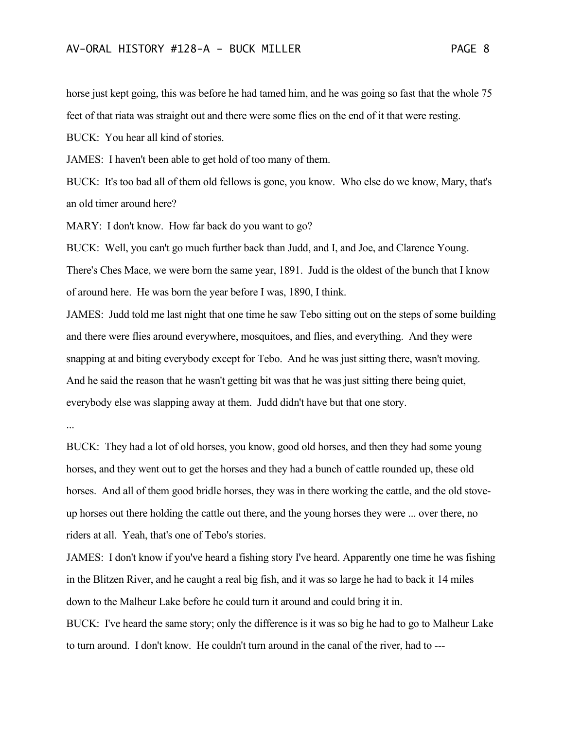horse just kept going, this was before he had tamed him, and he was going so fast that the whole 75 feet of that riata was straight out and there were some flies on the end of it that were resting.

BUCK: You hear all kind of stories.

JAMES: I haven't been able to get hold of too many of them.

BUCK: It's too bad all of them old fellows is gone, you know. Who else do we know, Mary, that's an old timer around here?

MARY: I don't know. How far back do you want to go?

BUCK: Well, you can't go much further back than Judd, and I, and Joe, and Clarence Young. There's Ches Mace, we were born the same year, 1891. Judd is the oldest of the bunch that I know of around here. He was born the year before I was, 1890, I think.

JAMES: Judd told me last night that one time he saw Tebo sitting out on the steps of some building and there were flies around everywhere, mosquitoes, and flies, and everything. And they were snapping at and biting everybody except for Tebo. And he was just sitting there, wasn't moving. And he said the reason that he wasn't getting bit was that he was just sitting there being quiet, everybody else was slapping away at them. Judd didn't have but that one story.

...

BUCK: They had a lot of old horses, you know, good old horses, and then they had some young horses, and they went out to get the horses and they had a bunch of cattle rounded up, these old horses. And all of them good bridle horses, they was in there working the cattle, and the old stove-up horses out there holding the cattle out there, and the young horses they were ... over there, no riders at all. Yeah, that's one of Tebo's stories.

JAMES: I don't know if you've heard a fishing story I've heard. Apparently one time he was fishing in the Blitzen River, and he caught a real big fish, and it was so large he had to back it 14 miles down to the Malheur Lake before he could turn it around and could bring it in.

BUCK: I've heard the same story; only the difference is it was so big he had to go to Malheur Lake to turn around. I don't know. He couldn't turn around in the canal of the river, had to ---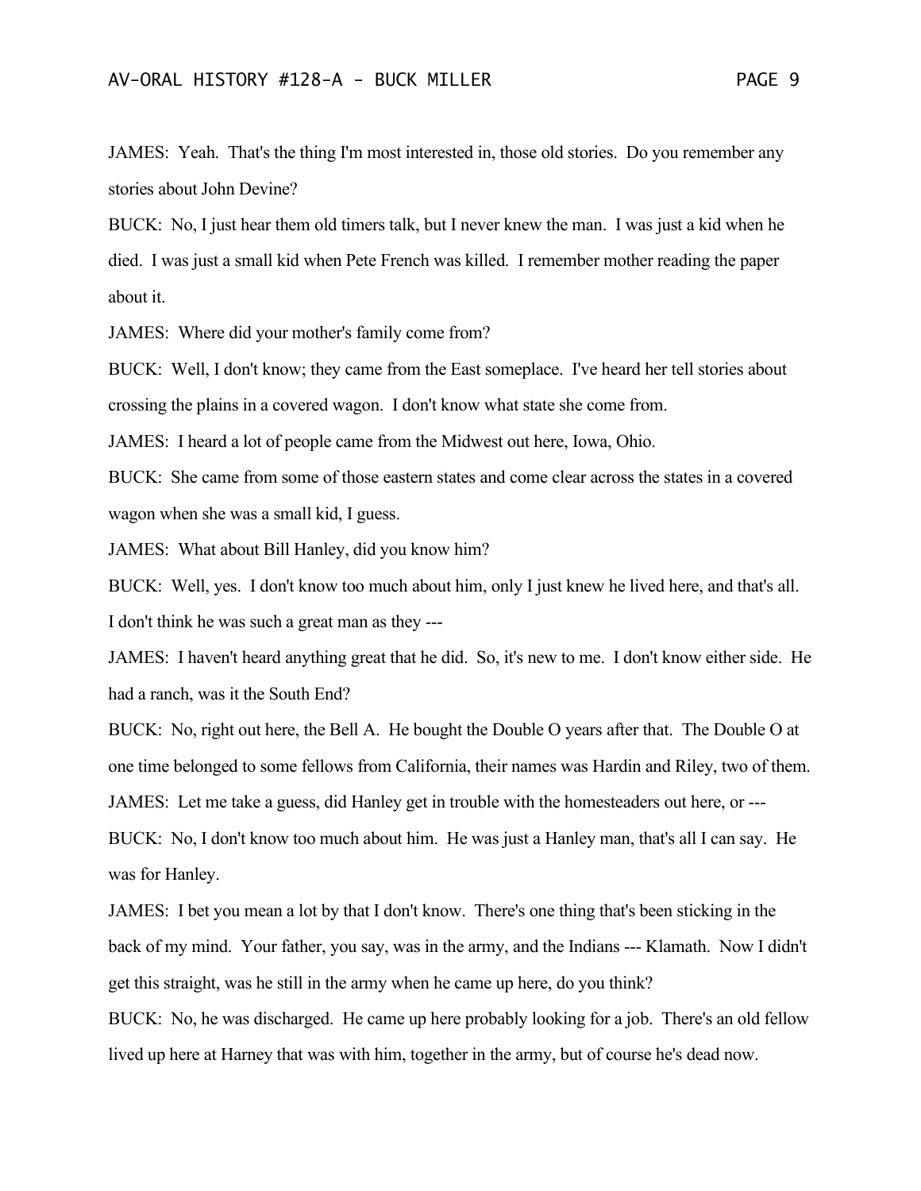JAMES: Yeah. That's the thing I'm most interested in, those old stories. Do you remember any stories about John Devine?

BUCK: No, I just hear them old timers talk, but I never knew the man. I was just a kid when he died. I was just a small kid when Pete French was killed. I remember mother reading the paper about it.

JAMES: Where did your mother's family come from?

BUCK: Well, I don't know; they came from the East someplace. I've heard her tell stories about crossing the plains in a covered wagon. I don't know what state she come from.

JAMES: I heard a lot of people came from the Midwest out here, Iowa, Ohio.

BUCK: She came from some of those eastern states and come clear across the states in a covered wagon when she was a small kid, I guess.

JAMES: What about Bill Hanley, did you know him?

BUCK: Well, yes. I don't know too much about him, only I just knew he lived here, and that's all. I don't think he was such a great man as they ---

JAMES: I haven't heard anything great that he did. So, it's new to me. I don't know either side. He had a ranch, was it the South End?

BUCK: No, right out here, the Bell A. He bought the Double O years after that. The Double O at one time belonged to some fellows from California, their names was Hardin and Riley, two of them.

JAMES: Let me take a guess, did Hanley get in trouble with the homesteaders out here, or ---

BUCK: No, I don't know too much about him. He was just a Hanley man, that's all I can say. He was for Hanley.

JAMES: I bet you mean a lot by that I don't know. There's one thing that's been sticking in the back of my mind. Your father, you say, was in the army, and the Indians --- Klamath. Now I didn't get this straight, was he still in the army when he came up here, do you think?

BUCK: No, he was discharged. He came up here probably looking for a job. There's an old fellow lived up here at Harney that was with him, together in the army, but of course he's dead now.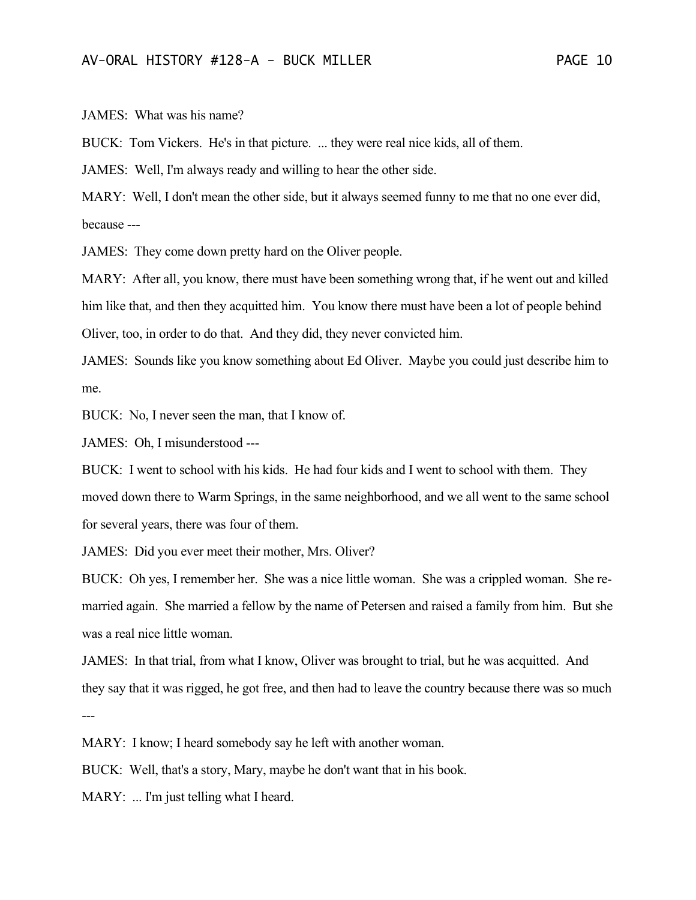JAMES: What was his name?

BUCK: Tom Vickers. He's in that picture. ... they were real nice kids, all of them.

JAMES: Well, I'm always ready and willing to hear the other side.

MARY: Well, I don't mean the other side, but it always seemed funny to me that no one ever did, because ---

JAMES: They come down pretty hard on the Oliver people.

MARY: After all, you know, there must have been something wrong that, if he went out and killed him like that, and then they acquitted him. You know there must have been a lot of people behind Oliver, too, in order to do that. And they did, they never convicted him.

JAMES: Sounds like you know something about Ed Oliver. Maybe you could just describe him to me.

BUCK: No, I never seen the man, that I know of.

JAMES: Oh, I misunderstood ---

BUCK: I went to school with his kids. He had four kids and I went to school with them. They moved down there to Warm Springs, in the same neighborhood, and we all went to the same school for several years, there was four of them.

JAMES: Did you ever meet their mother, Mrs. Oliver?

BUCK: Oh yes, I remember her. She was a nice little woman. She was a crippled woman. She re-married again. She married a fellow by the name of Petersen and raised a family from him. But she was a real nice little woman.

JAMES: In that trial, from what I know, Oliver was brought to trial, but he was acquitted. And they say that it was rigged, he got free, and then had to leave the country because there was so much ---

MARY: I know; I heard somebody say he left with another woman.

BUCK: Well, that's a story, Mary, maybe he don't want that in his book.

MARY: ... I'm just telling what I heard.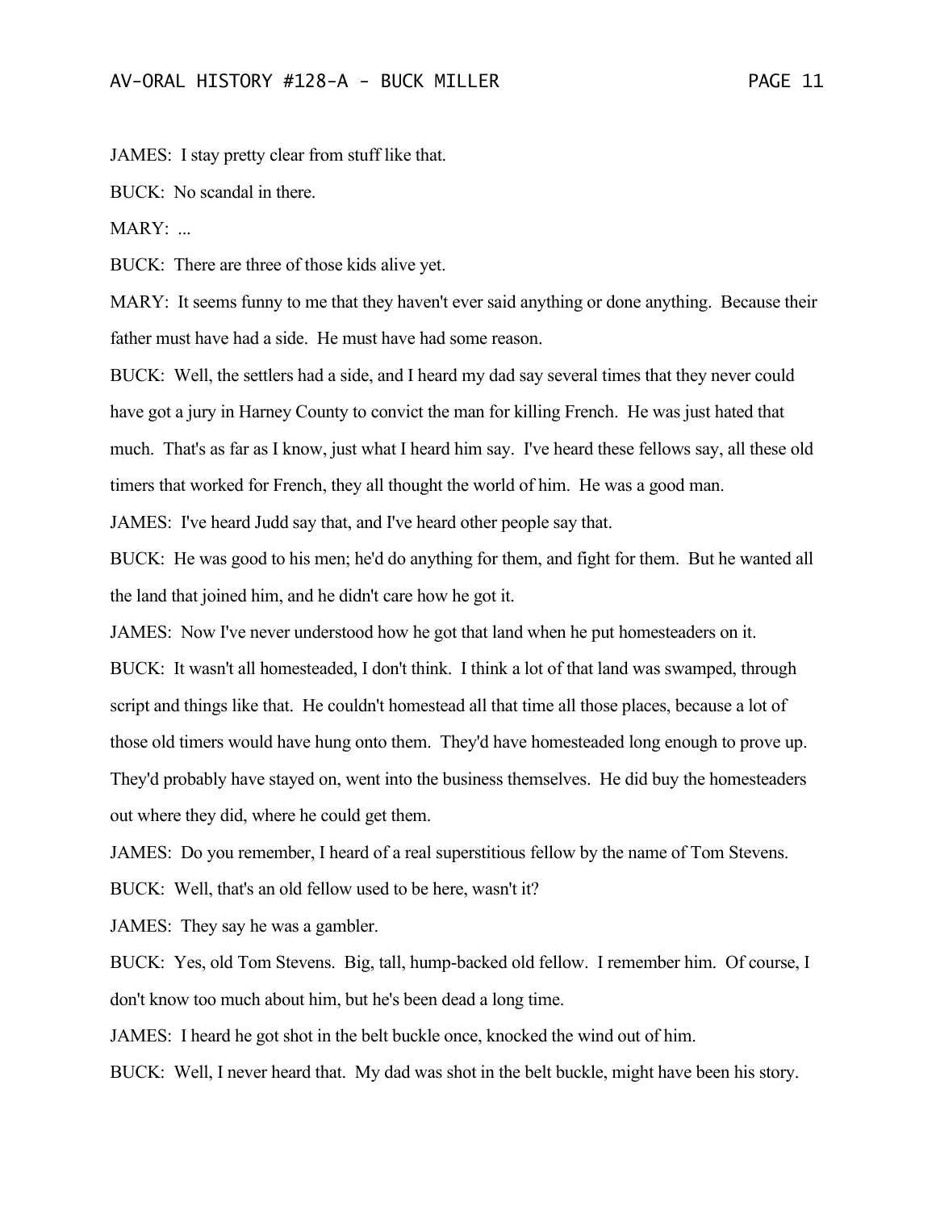JAMES: I stay pretty clear from stuff like that.

BUCK: No scandal in there.

MARY: ...

BUCK: There are three of those kids alive yet.

MARY: It seems funny to me that they haven't ever said anything or done anything. Because their father must have had a side. He must have had some reason.

BUCK: Well, the settlers had a side, and I heard my dad say several times that they never could have got a jury in Harney County to convict the man for killing French. He was just hated that much. That's as far as I know, just what I heard him say. I've heard these fellows say, all these old timers that worked for French, they all thought the world of him. He was a good man.

JAMES: I've heard Judd say that, and I've heard other people say that.

BUCK: He was good to his men; he'd do anything for them, and fight for them. But he wanted all the land that joined him, and he didn't care how he got it.

JAMES: Now I've never understood how he got that land when he put homesteaders on it.

BUCK: It wasn't all homesteaded, I don't think. I think a lot of that land was swamped, through script and things like that. He couldn't homestead all that time all those places, because a lot of those old timers would have hung onto them. They'd have homesteaded long enough to prove up. They'd probably have stayed on, went into the business themselves. He did buy the homesteaders out where they did, where he could get them.

JAMES: Do you remember, I heard of a real superstitious fellow by the name of Tom Stevens.

BUCK: Well, that's an old fellow used to be here, wasn't it?

JAMES: They say he was a gambler.

BUCK: Yes, old Tom Stevens. Big, tall, hump-backed old fellow. I remember him. Of course, I don't know too much about him, but he's been dead a long time.

JAMES: I heard he got shot in the belt buckle once, knocked the wind out of him.

BUCK: Well, I never heard that. My dad was shot in the belt buckle, might have been his story.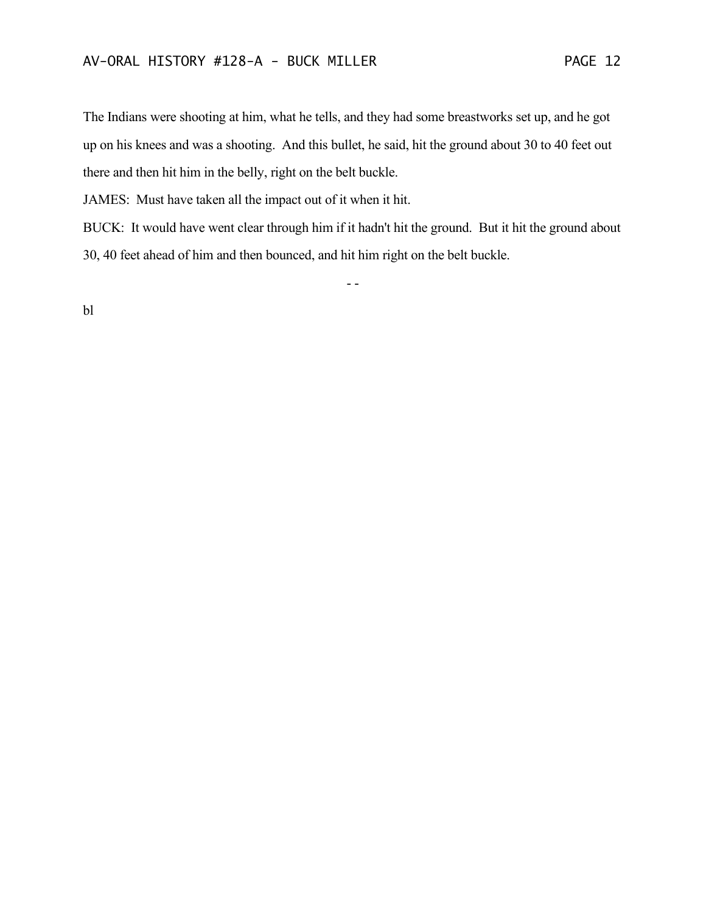The Indians were shooting at him, what he tells, and they had some breastworks set up, and he got up on his knees and was a shooting. And this bullet, he said, hit the ground about 30 to 40 feet out there and then hit him in the belly, right on the belt buckle.

JAMES: Must have taken all the impact out of it when it hit.

BUCK: It would have went clear through him if it hadn't hit the ground. But it hit the ground about 30, 40 feet ahead of him and then bounced, and hit him right on the belt buckle.

- -

bl